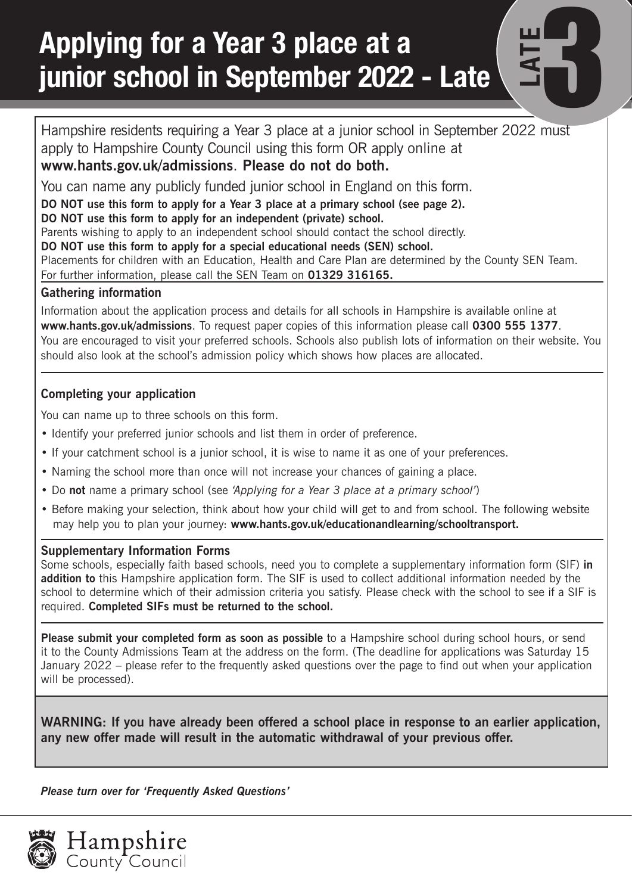# Applying for a Year 3 place at a junior school in September 2022 - Late

LATE 3

Hampshire residents requiring a Year 3 place at a junior school in September 2022 must apply to Hampshire County Council using this form OR apply online at **www.hants.gov.uk/admissions**. **Please do not do both.**

You can name any publicly funded junior school in England on this form.

**DO NOT use this form to apply for a Year 3 place at a primary school (see page 2).**

**DO NOT use this form to apply for an independent (private) school.**

Parents wishing to apply to an independent school should contact the school directly.

**DO NOT use this form to apply for a special educational needs (SEN) school.**

Placements for children with an Education, Health and Care Plan are determined by the County SEN Team. For further information, please call the SEN Team on **01329 316165.**

### Gathering information

Information about the application process and details for all schools in Hampshire is available online at **www.hants.gov.uk/admissions**. To request paper copies of this information please call **0300 555 1377**. You are encouraged to visit your preferred schools. Schools also publish lots of information on their website. You should also look at the school's admission policy which shows how places are allocated.

### Completing your application

You can name up to three schools on this form.

- Identify your preferred junior schools and list them in order of preference.
- If your catchment school is a junior school, it is wise to name it as one of your preferences.
- Naming the school more than once will not increase your chances of gaining a place.
- Do **not** name a primary school (see *'Applying for a Year 3 place at a primary school'*)
- Before making your selection, think about how your child will get to and from school. The following website may help you to plan your journey: **www.hants.gov.uk/educationandlearning/schooltransport.**

### Supplementary Information Forms

Some schools, especially faith based schools, need you to complete a supplementary information form (SIF) **in addition to** this Hampshire application form. The SIF is used to collect additional information needed by the school to determine which of their admission criteria you satisfy. Please check with the school to see if a SIF is required. **Completed SIFs must be returned to the school.**

**Please submit your completed form as soon as possible** to a Hampshire school during school hours, or send it to the County Admissions Team at the address on the form. (The deadline for applications was Saturday 15 January 2022 – please refer to the frequently asked questions over the page to find out when your application will be processed).

**WARNING: If you have already been offered a school place in response to an earlier application, any new offer made will result in the automatic withdrawal of your previous offer.**

***Please turn over for 'Frequently Asked Questions'***

Hampshire County Council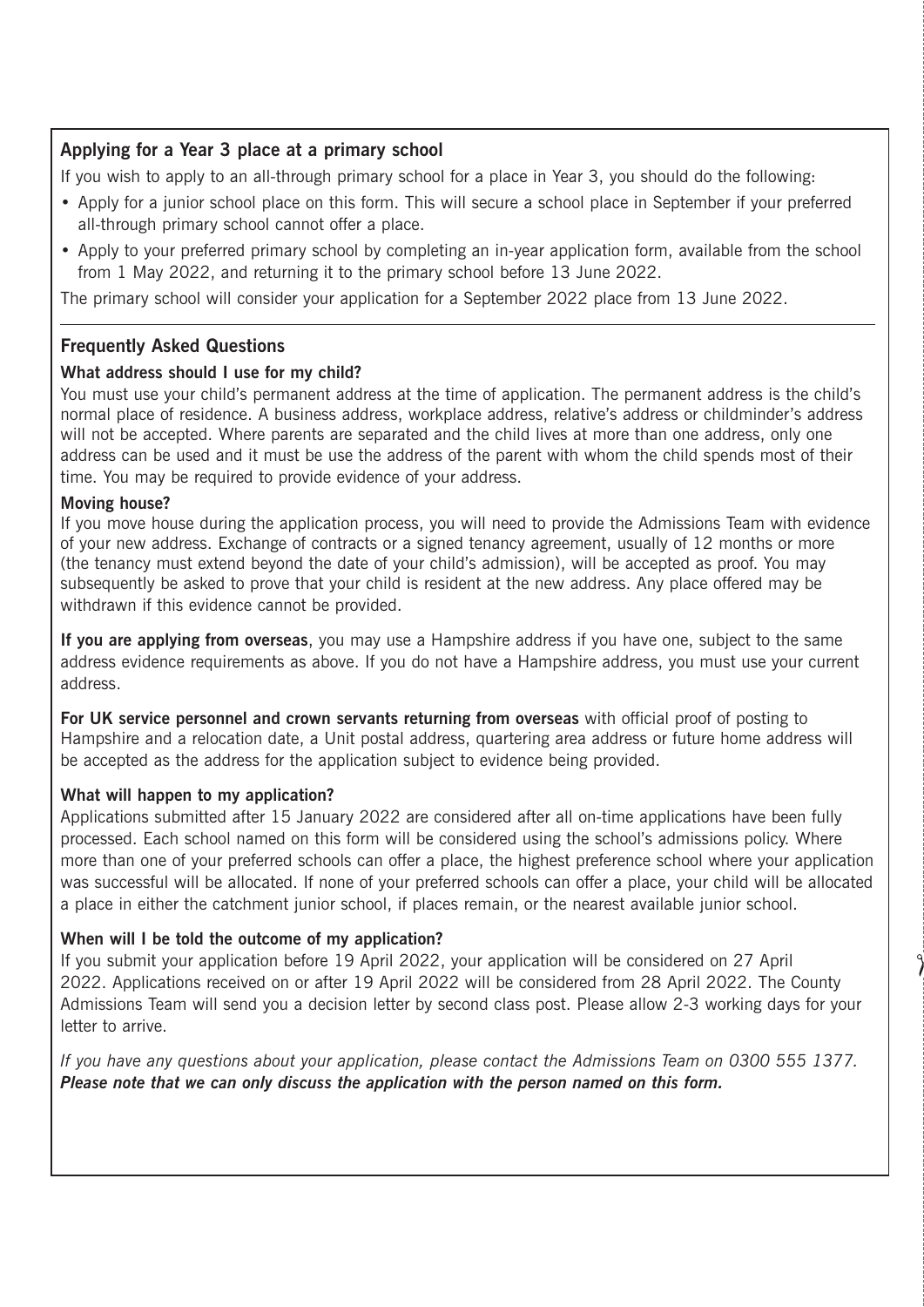## Applying for a Year 3 place at a primary school

If you wish to apply to an all-through primary school for a place in Year 3, you should do the following:

- Apply for a junior school place on this form. This will secure a school place in September if your preferred all-through primary school cannot offer a place.
- Apply to your preferred primary school by completing an in-year application form, available from the school from 1 May 2022, and returning it to the primary school before 13 June 2022.

The primary school will consider your application for a September 2022 place from 13 June 2022.

## Frequently Asked Questions

**What address should I use for my child?**

You must use your child's permanent address at the time of application. The permanent address is the child's normal place of residence. A business address, workplace address, relative's address or childminder's address will not be accepted. Where parents are separated and the child lives at more than one address, only one address can be used and it must be use the address of the parent with whom the child spends most of their time. You may be required to provide evidence of your address.

**Moving house?**

If you move house during the application process, you will need to provide the Admissions Team with evidence of your new address. Exchange of contracts or a signed tenancy agreement, usually of 12 months or more (the tenancy must extend beyond the date of your child's admission), will be accepted as proof. You may subsequently be asked to prove that your child is resident at the new address. Any place offered may be withdrawn if this evidence cannot be provided.

**If you are applying from overseas**, you may use a Hampshire address if you have one, subject to the same address evidence requirements as above. If you do not have a Hampshire address, you must use your current address.

**For UK service personnel and crown servants returning from overseas** with official proof of posting to Hampshire and a relocation date, a Unit postal address, quartering area address or future home address will be accepted as the address for the application subject to evidence being provided.

**What will happen to my application?**

Applications submitted after 15 January 2022 are considered after all on-time applications have been fully processed. Each school named on this form will be considered using the school's admissions policy. Where more than one of your preferred schools can offer a place, the highest preference school where your application was successful will be allocated. If none of your preferred schools can offer a place, your child will be allocated a place in either the catchment junior school, if places remain, or the nearest available junior school.

**When will I be told the outcome of my application?**

If you submit your application before 19 April 2022, your application will be considered on 27 April 2022. Applications received on or after 19 April 2022 will be considered from 28 April 2022. The County Admissions Team will send you a decision letter by second class post. Please allow 2-3 working days for your letter to arrive.

*If you have any questions about your application, please contact the Admissions Team on 0300 555 1377.* ***Please note that we can only discuss the application with the person named on this form.***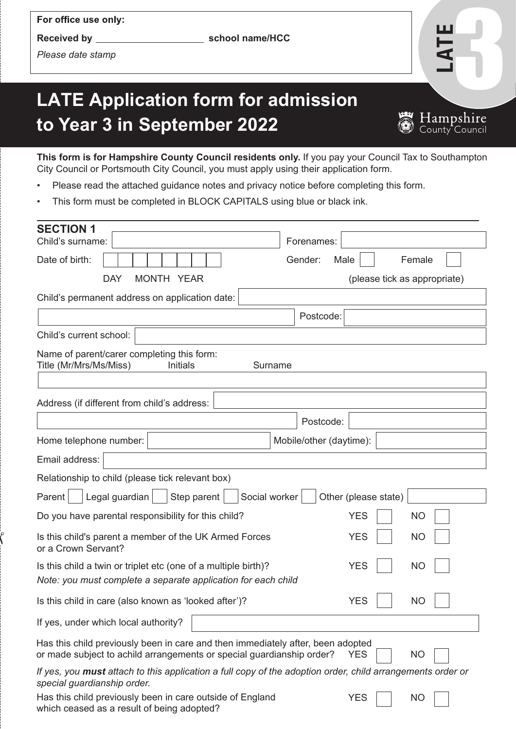**For office use only:**

**Received by** ____________________ **school name/HCC**

*Please date stamp*

**LATE 3**

# LATE Application form for admission to Year 3 in September 2022

Hampshire County Council

**This form is for Hampshire County Council residents only.** If you pay your Council Tax to Southampton City Council or Portsmouth City Council, you must apply using their application form.

- Please read the attached guidance notes and privacy notice before completing this form.
- This form must be completed in BLOCK CAPITALS using blue or black ink.

## SECTION 1

Child's surname: ____________________ Forenames: ____________________

Date of birth: ☐☐ ☐☐ ☐☐☐☐ (DAY MONTH YEAR)    Gender: Male ☐ Female ☐ (please tick as appropriate)

Child's permanent address on application date: ____________________

____________________ Postcode: ____________________

Child's current school: ____________________

Name of parent/carer completing this form:
Title (Mr/Mrs/Ms/Miss)    Initials    Surname

____________________

Address (if different from child's address: ____________________

____________________ Postcode: ____________________

Home telephone number: ____________________ Mobile/other (daytime): ____________________

Email address: ____________________

Relationship to child (please tick relevant box)

Parent ☐ Legal guardian ☐ Step parent ☐ Social worker ☐ Other (please state) ____________________

Do you have parental responsibility for this child? YES ☐ NO ☐

Is this child's parent a member of the UK Armed Forces or a Crown Servant? YES ☐ NO ☐

Is this child a twin or triplet etc (one of a multiple birth)? YES ☐ NO ☐
*Note: you must complete a separate application for each child*

Is this child in care (also known as 'looked after')? YES ☐ NO ☐

If yes, under which local authority? ____________________

Has this child previously been in care and then immediately after, been adopted or made subject to achild arrangements or special guardianship order? YES ☐ NO ☐

*If yes, you **must** attach to this application a full copy of the adoption order, child arrangements order or special guardianship order.*

Has this child previously been in care outside of England which ceased as a result of being adopted? YES ☐ NO ☐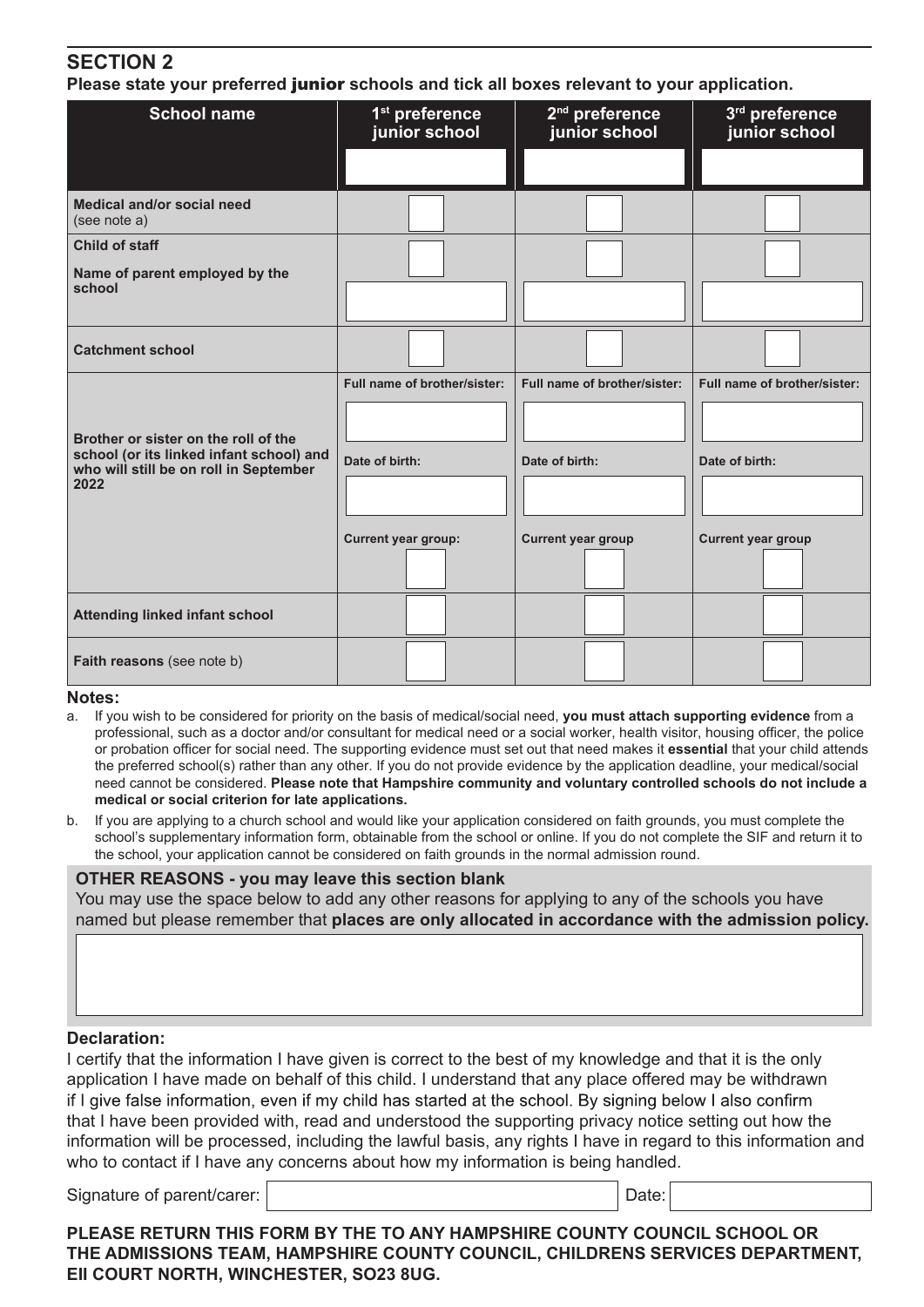## SECTION 2

**Please state your preferred junior schools and tick all boxes relevant to your application.**

| School name | 1st preference junior school | 2nd preference junior school | 3rd preference junior school |
|---|---|---|---|
| **Medical and/or social need** (see note a) | | | |
| **Child of staff** **Name of parent employed by the school** | | | |
| **Catchment school** | | | |
| **Brother or sister on the roll of the school (or its linked infant school) and who will still be on roll in September 2022** | **Full name of brother/sister:** **Date of birth:** **Current year group:** | **Full name of brother/sister:** **Date of birth:** **Current year group** | **Full name of brother/sister:** **Date of birth:** **Current year group** |
| **Attending linked infant school** | | | |
| **Faith reasons** (see note b) | | | |

**Notes:**

a. If you wish to be considered for priority on the basis of medical/social need, **you must attach supporting evidence** from a professional, such as a doctor and/or consultant for medical need or a social worker, health visitor, housing officer, the police or probation officer for social need. The supporting evidence must set out that need makes it **essential** that your child attends the preferred school(s) rather than any other. If you do not provide evidence by the application deadline, your medical/social need cannot be considered. **Please note that Hampshire community and voluntary controlled schools do not include a medical or social criterion for late applications.**

b. If you are applying to a church school and would like your application considered on faith grounds, you must complete the school's supplementary information form, obtainable from the school or online. If you do not complete the SIF and return it to the school, your application cannot be considered on faith grounds in the normal admission round.

**OTHER REASONS - you may leave this section blank**

You may use the space below to add any other reasons for applying to any of the schools you have named but please remember that **places are only allocated in accordance with the admission policy.**

**Declaration:**

I certify that the information I have given is correct to the best of my knowledge and that it is the only application I have made on behalf of this child. I understand that any place offered may be withdrawn if I give false information, even if my child has started at the school. By signing below I also confirm that I have been provided with, read and understood the supporting privacy notice setting out how the information will be processed, including the lawful basis, any rights I have in regard to this information and who to contact if I have any concerns about how my information is being handled.

Signature of parent/carer: Date:

**PLEASE RETURN THIS FORM BY THE TO ANY HAMPSHIRE COUNTY COUNCIL SCHOOL OR THE ADMISSIONS TEAM, HAMPSHIRE COUNTY COUNCIL, CHILDRENS SERVICES DEPARTMENT, EII COURT NORTH, WINCHESTER, SO23 8UG.**